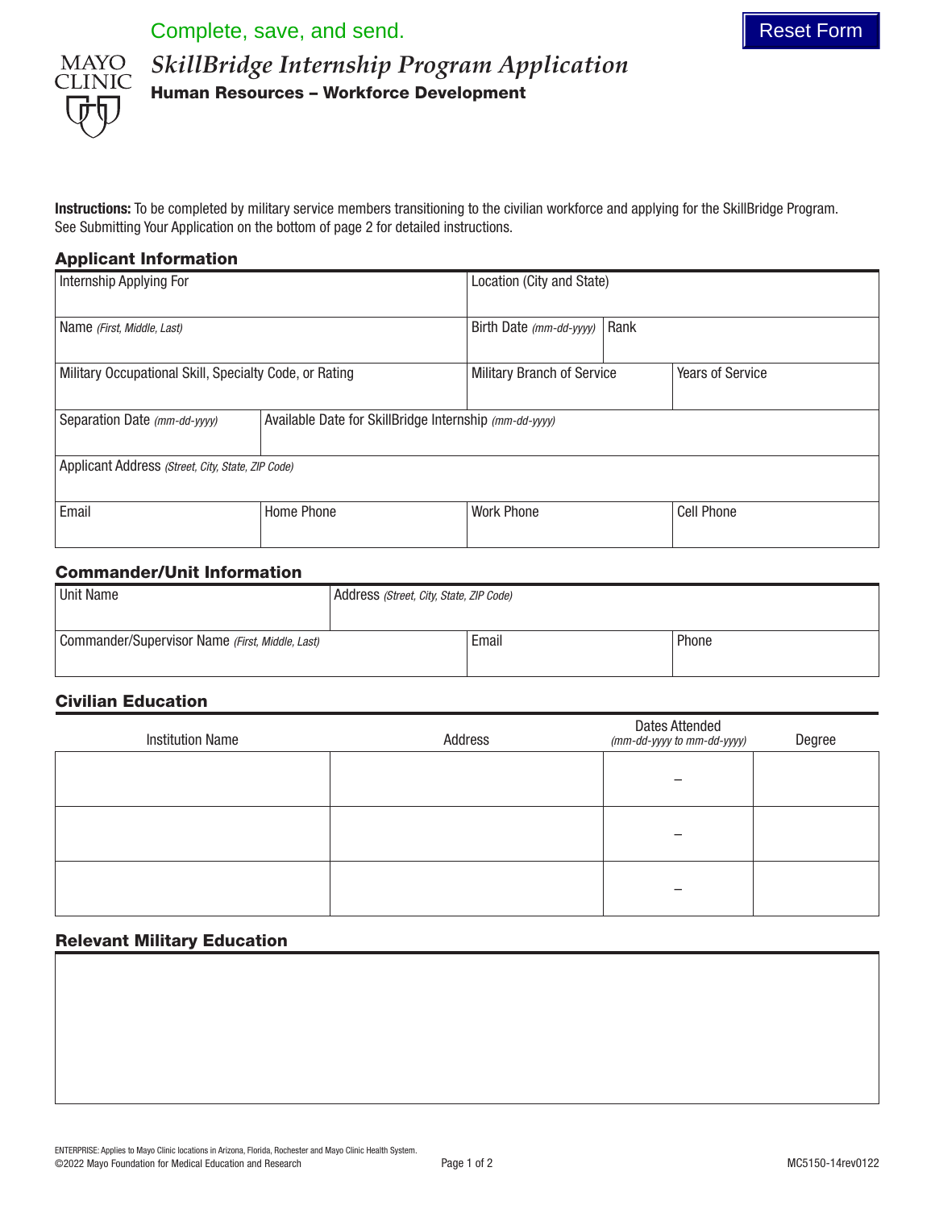Complete, save, and send.

Reset Form

MAYO CLINIC

# *SkillBridge Internship Program Application*

**Human Resources – Workforce Development**

**Instructions:** To be completed by military service members transitioning to the civilian workforce and applying for the SkillBridge Program. See Submitting Your Application on the bottom of page 2 for detailed instructions.

## Applicant Information

| Internship Applying For | | Location (City and State) | |
|---|---|---|---|
| Name *(First, Middle, Last)* | | Birth Date *(mm-dd-yyyy)* | Rank |
| Military Occupational Skill, Specialty Code, or Rating | | Military Branch of Service | Years of Service |
| Separation Date *(mm-dd-yyyy)* | Available Date for SkillBridge Internship *(mm-dd-yyyy)* | | |
| Applicant Address *(Street, City, State, ZIP Code)* | | | |
| Email | Home Phone | Work Phone | Cell Phone |

## Commander/Unit Information

| Unit Name | Address *(Street, City, State, ZIP Code)* | |
|---|---|---|
| Commander/Supervisor Name *(First, Middle, Last)* | Email | Phone |

## Civilian Education

| Institution Name | Address | Dates Attended *(mm-dd-yyyy to mm-dd-yyyy)* | Degree |
|---|---|---|---|
| | | – | |
| | | – | |
| | | – | |

## Relevant Military Education

ENTERPRISE: Applies to Mayo Clinic locations in Arizona, Florida, Rochester and Mayo Clinic Health System.
©2022 Mayo Foundation for Medical Education and Research

MC5150-14rev0122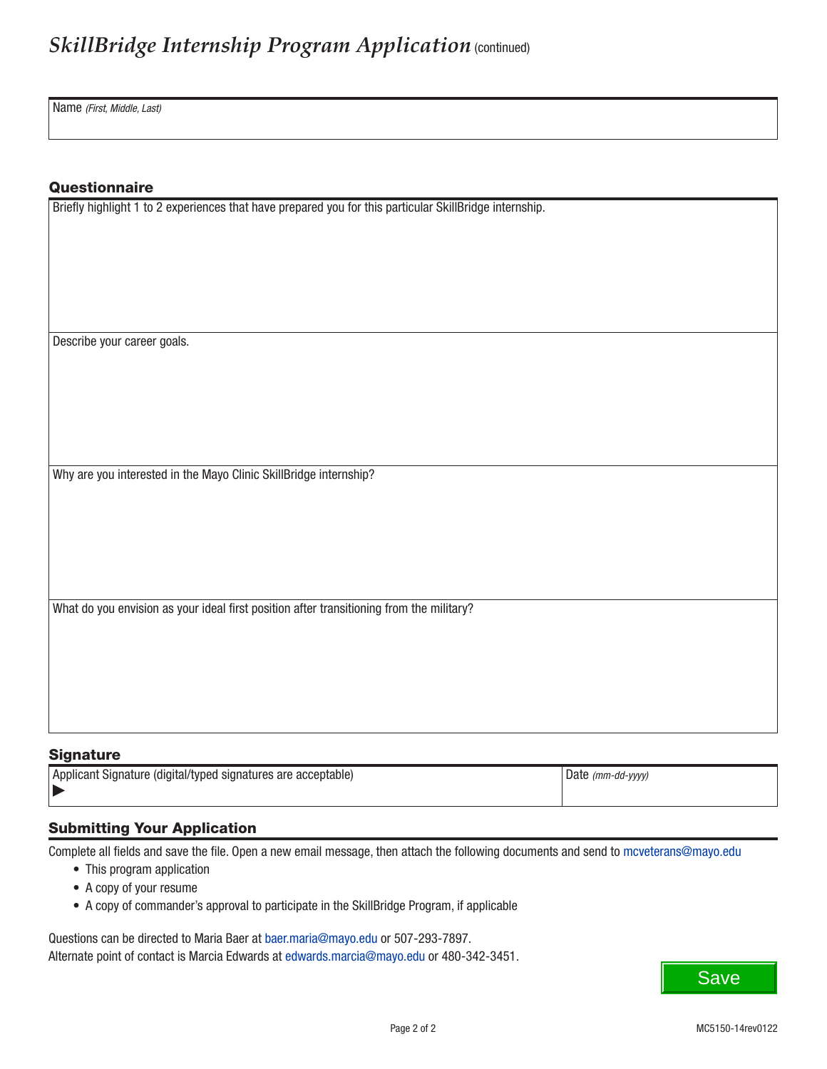# *SkillBridge Internship Program Application* (continued)

| Name *(First, Middle, Last)* |
| --- |
| |

## Questionnaire

| Briefly highlight 1 to 2 experiences that have prepared you for this particular SkillBridge internship. |
| --- |
| Describe your career goals. |
| Why are you interested in the Mayo Clinic SkillBridge internship? |
| What do you envision as your ideal first position after transitioning from the military? |

## Signature

| Applicant Signature (digital/typed signatures are acceptable) | Date *(mm-dd-yyyy)* |
| --- | --- |
| ▶ | |

## Submitting Your Application

Complete all fields and save the file. Open a new email message, then attach the following documents and send to mcveterans@mayo.edu

- This program application
- A copy of your resume
- A copy of commander's approval to participate in the SkillBridge Program, if applicable

Questions can be directed to Maria Baer at baer.maria@mayo.edu or 507-293-7897.
Alternate point of contact is Marcia Edwards at edwards.marcia@mayo.edu or 480-342-3451.

Save

MC5150-14rev0122